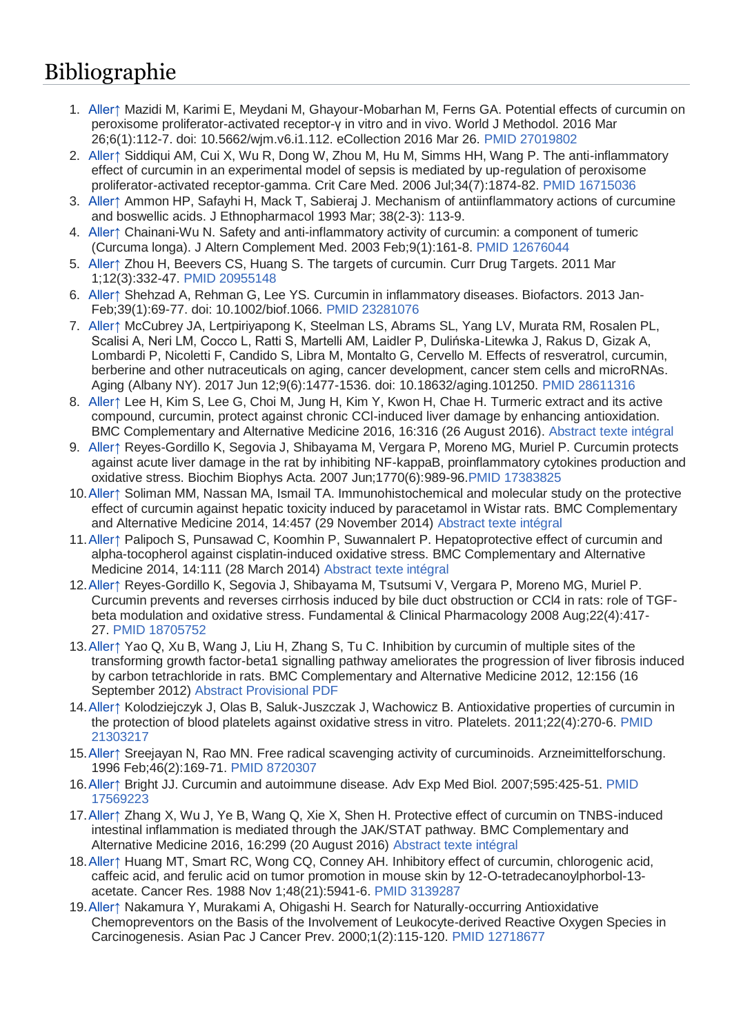# Bibliographie

1. Aller↑ Mazidi M, Karimi E, Meydani M, Ghayour-Mobarhan M, Ferns GA. Potential effects of curcumin on peroxisome proliferator-activated receptor-γ in vitro and in vivo. World J Methodol. 2016 Mar 26;6(1):112-7. doi: 10.5662/wjm.v6.i1.112. eCollection 2016 Mar 26. PMID 27019802
2. Aller↑ Siddiqui AM, Cui X, Wu R, Dong W, Zhou M, Hu M, Simms HH, Wang P. The anti-inflammatory effect of curcumin in an experimental model of sepsis is mediated by up-regulation of peroxisome proliferator-activated receptor-gamma. Crit Care Med. 2006 Jul;34(7):1874-82. PMID 16715036
3. Aller↑ Ammon HP, Safayhi H, Mack T, Sabieraj J. Mechanism of antiinflammatory actions of curcumine and boswellic acids. J Ethnopharmacol 1993 Mar; 38(2-3): 113-9.
4. Aller↑ Chainani-Wu N. Safety and anti-inflammatory activity of curcumin: a component of tumeric (Curcuma longa). J Altern Complement Med. 2003 Feb;9(1):161-8. PMID 12676044
5. Aller↑ Zhou H, Beevers CS, Huang S. The targets of curcumin. Curr Drug Targets. 2011 Mar 1;12(3):332-47. PMID 20955148
6. Aller↑ Shehzad A, Rehman G, Lee YS. Curcumin in inflammatory diseases. Biofactors. 2013 Jan-Feb;39(1):69-77. doi: 10.1002/biof.1066. PMID 23281076
7. Aller↑ McCubrey JA, Lertpiriyapong K, Steelman LS, Abrams SL, Yang LV, Murata RM, Rosalen PL, Scalisi A, Neri LM, Cocco L, Ratti S, Martelli AM, Laidler P, Dulińska-Litewka J, Rakus D, Gizak A, Lombardi P, Nicoletti F, Candido S, Libra M, Montalto G, Cervello M. Effects of resveratrol, curcumin, berberine and other nutraceuticals on aging, cancer development, cancer stem cells and microRNAs. Aging (Albany NY). 2017 Jun 12;9(6):1477-1536. doi: 10.18632/aging.101250. PMID 28611316
8. Aller↑ Lee H, Kim S, Lee G, Choi M, Jung H, Kim Y, Kwon H, Chae H. Turmeric extract and its active compound, curcumin, protect against chronic CCl-induced liver damage by enhancing antioxidation. BMC Complementary and Alternative Medicine 2016, 16:316 (26 August 2016). Abstract texte intégral
9. Aller↑ Reyes-Gordillo K, Segovia J, Shibayama M, Vergara P, Moreno MG, Muriel P. Curcumin protects against acute liver damage in the rat by inhibiting NF-kappaB, proinflammatory cytokines production and oxidative stress. Biochim Biophys Acta. 2007 Jun;1770(6):989-96.PMID 17383825
10. Aller↑ Soliman MM, Nassan MA, Ismail TA. Immunohistochemical and molecular study on the protective effect of curcumin against hepatic toxicity induced by paracetamol in Wistar rats. BMC Complementary and Alternative Medicine 2014, 14:457 (29 November 2014) Abstract texte intégral
11. Aller↑ Palipoch S, Punsawad C, Koomhin P, Suwannalert P. Hepatoprotective effect of curcumin and alpha-tocopherol against cisplatin-induced oxidative stress. BMC Complementary and Alternative Medicine 2014, 14:111 (28 March 2014) Abstract texte intégral
12. Aller↑ Reyes-Gordillo K, Segovia J, Shibayama M, Tsutsumi V, Vergara P, Moreno MG, Muriel P. Curcumin prevents and reverses cirrhosis induced by bile duct obstruction or CCl4 in rats: role of TGF-beta modulation and oxidative stress. Fundamental & Clinical Pharmacology 2008 Aug;22(4):417-27. PMID 18705752
13. Aller↑ Yao Q, Xu B, Wang J, Liu H, Zhang S, Tu C. Inhibition by curcumin of multiple sites of the transforming growth factor-beta1 signalling pathway ameliorates the progression of liver fibrosis induced by carbon tetrachloride in rats. BMC Complementary and Alternative Medicine 2012, 12:156 (16 September 2012) Abstract Provisional PDF
14. Aller↑ Kolodziejczyk J, Olas B, Saluk-Juszczak J, Wachowicz B. Antioxidative properties of curcumin in the protection of blood platelets against oxidative stress in vitro. Platelets. 2011;22(4):270-6. PMID 21303217
15. Aller↑ Sreejayan N, Rao MN. Free radical scavenging activity of curcuminoids. Arzneimittelforschung. 1996 Feb;46(2):169-71. PMID 8720307
16. Aller↑ Bright JJ. Curcumin and autoimmune disease. Adv Exp Med Biol. 2007;595:425-51. PMID 17569223
17. Aller↑ Zhang X, Wu J, Ye B, Wang Q, Xie X, Shen H. Protective effect of curcumin on TNBS-induced intestinal inflammation is mediated through the JAK/STAT pathway. BMC Complementary and Alternative Medicine 2016, 16:299 (20 August 2016) Abstract texte intégral
18. Aller↑ Huang MT, Smart RC, Wong CQ, Conney AH. Inhibitory effect of curcumin, chlorogenic acid, caffeic acid, and ferulic acid on tumor promotion in mouse skin by 12-O-tetradecanoylphorbol-13-acetate. Cancer Res. 1988 Nov 1;48(21):5941-6. PMID 3139287
19. Aller↑ Nakamura Y, Murakami A, Ohigashi H. Search for Naturally-occurring Antioxidative Chemopreventors on the Basis of the Involvement of Leukocyte-derived Reactive Oxygen Species in Carcinogenesis. Asian Pac J Cancer Prev. 2000;1(2):115-120. PMID 12718677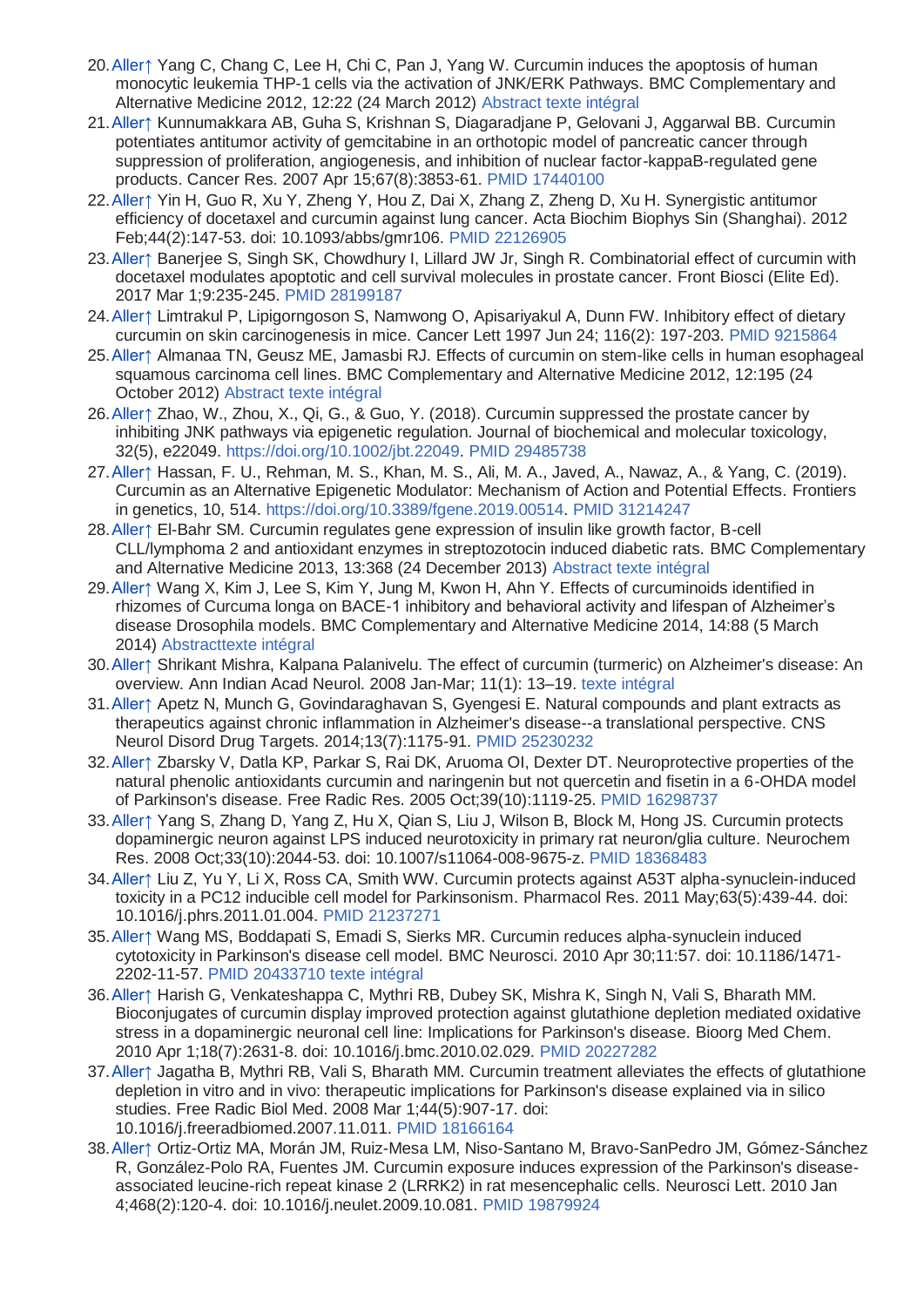20. Aller↑ Yang C, Chang C, Lee H, Chi C, Pan J, Yang W. Curcumin induces the apoptosis of human monocytic leukemia THP-1 cells via the activation of JNK/ERK Pathways. BMC Complementary and Alternative Medicine 2012, 12:22 (24 March 2012) Abstract texte intégral
21. Aller↑ Kunnumakkara AB, Guha S, Krishnan S, Diagaradjane P, Gelovani J, Aggarwal BB. Curcumin potentiates antitumor activity of gemcitabine in an orthotopic model of pancreatic cancer through suppression of proliferation, angiogenesis, and inhibition of nuclear factor-kappaB-regulated gene products. Cancer Res. 2007 Apr 15;67(8):3853-61. PMID 17440100
22. Aller↑ Yin H, Guo R, Xu Y, Zheng Y, Hou Z, Dai X, Zhang Z, Zheng D, Xu H. Synergistic antitumor efficiency of docetaxel and curcumin against lung cancer. Acta Biochim Biophys Sin (Shanghai). 2012 Feb;44(2):147-53. doi: 10.1093/abbs/gmr106. PMID 22126905
23. Aller↑ Banerjee S, Singh SK, Chowdhury I, Lillard JW Jr, Singh R. Combinatorial effect of curcumin with docetaxel modulates apoptotic and cell survival molecules in prostate cancer. Front Biosci (Elite Ed). 2017 Mar 1;9:235-245. PMID 28199187
24. Aller↑ Limtrakul P, Lipigorngoson S, Namwong O, Apisariyakul A, Dunn FW. Inhibitory effect of dietary curcumin on skin carcinogenesis in mice. Cancer Lett 1997 Jun 24; 116(2): 197-203. PMID 9215864
25. Aller↑ Almanaa TN, Geusz ME, Jamasbi RJ. Effects of curcumin on stem-like cells in human esophageal squamous carcinoma cell lines. BMC Complementary and Alternative Medicine 2012, 12:195 (24 October 2012) Abstract texte intégral
26. Aller↑ Zhao, W., Zhou, X., Qi, G., & Guo, Y. (2018). Curcumin suppressed the prostate cancer by inhibiting JNK pathways via epigenetic regulation. Journal of biochemical and molecular toxicology, 32(5), e22049. https://doi.org/10.1002/jbt.22049. PMID 29485738
27. Aller↑ Hassan, F. U., Rehman, M. S., Khan, M. S., Ali, M. A., Javed, A., Nawaz, A., & Yang, C. (2019). Curcumin as an Alternative Epigenetic Modulator: Mechanism of Action and Potential Effects. Frontiers in genetics, 10, 514. https://doi.org/10.3389/fgene.2019.00514. PMID 31214247
28. Aller↑ El-Bahr SM. Curcumin regulates gene expression of insulin like growth factor, B-cell CLL/lymphoma 2 and antioxidant enzymes in streptozotocin induced diabetic rats. BMC Complementary and Alternative Medicine 2013, 13:368 (24 December 2013) Abstract texte intégral
29. Aller↑ Wang X, Kim J, Lee S, Kim Y, Jung M, Kwon H, Ahn Y. Effects of curcuminoids identified in rhizomes of Curcuma longa on BACE-1 inhibitory and behavioral activity and lifespan of Alzheimer's disease Drosophila models. BMC Complementary and Alternative Medicine 2014, 14:88 (5 March 2014) Abstracttexte intégral
30. Aller↑ Shrikant Mishra, Kalpana Palanivelu. The effect of curcumin (turmeric) on Alzheimer's disease: An overview. Ann Indian Acad Neurol. 2008 Jan-Mar; 11(1): 13–19. texte intégral
31. Aller↑ Apetz N, Munch G, Govindaraghavan S, Gyengesi E. Natural compounds and plant extracts as therapeutics against chronic inflammation in Alzheimer's disease--a translational perspective. CNS Neurol Disord Drug Targets. 2014;13(7):1175-91. PMID 25230232
32. Aller↑ Zbarsky V, Datla KP, Parkar S, Rai DK, Aruoma OI, Dexter DT. Neuroprotective properties of the natural phenolic antioxidants curcumin and naringenin but not quercetin and fisetin in a 6-OHDA model of Parkinson's disease. Free Radic Res. 2005 Oct;39(10):1119-25. PMID 16298737
33. Aller↑ Yang S, Zhang D, Yang Z, Hu X, Qian S, Liu J, Wilson B, Block M, Hong JS. Curcumin protects dopaminergic neuron against LPS induced neurotoxicity in primary rat neuron/glia culture. Neurochem Res. 2008 Oct;33(10):2044-53. doi: 10.1007/s11064-008-9675-z. PMID 18368483
34. Aller↑ Liu Z, Yu Y, Li X, Ross CA, Smith WW. Curcumin protects against A53T alpha-synuclein-induced toxicity in a PC12 inducible cell model for Parkinsonism. Pharmacol Res. 2011 May;63(5):439-44. doi: 10.1016/j.phrs.2011.01.004. PMID 21237271
35. Aller↑ Wang MS, Boddapati S, Emadi S, Sierks MR. Curcumin reduces alpha-synuclein induced cytotoxicity in Parkinson's disease cell model. BMC Neurosci. 2010 Apr 30;11:57. doi: 10.1186/1471-2202-11-57. PMID 20433710 texte intégral
36. Aller↑ Harish G, Venkateshappa C, Mythri RB, Dubey SK, Mishra K, Singh N, Vali S, Bharath MM. Bioconjugates of curcumin display improved protection against glutathione depletion mediated oxidative stress in a dopaminergic neuronal cell line: Implications for Parkinson's disease. Bioorg Med Chem. 2010 Apr 1;18(7):2631-8. doi: 10.1016/j.bmc.2010.02.029. PMID 20227282
37. Aller↑ Jagatha B, Mythri RB, Vali S, Bharath MM. Curcumin treatment alleviates the effects of glutathione depletion in vitro and in vivo: therapeutic implications for Parkinson's disease explained via in silico studies. Free Radic Biol Med. 2008 Mar 1;44(5):907-17. doi: 10.1016/j.freeradbiomed.2007.11.011. PMID 18166164
38. Aller↑ Ortiz-Ortiz MA, Morán JM, Ruiz-Mesa LM, Niso-Santano M, Bravo-SanPedro JM, Gómez-Sánchez R, González-Polo RA, Fuentes JM. Curcumin exposure induces expression of the Parkinson's disease-associated leucine-rich repeat kinase 2 (LRRK2) in rat mesencephalic cells. Neurosci Lett. 2010 Jan 4;468(2):120-4. doi: 10.1016/j.neulet.2009.10.081. PMID 19879924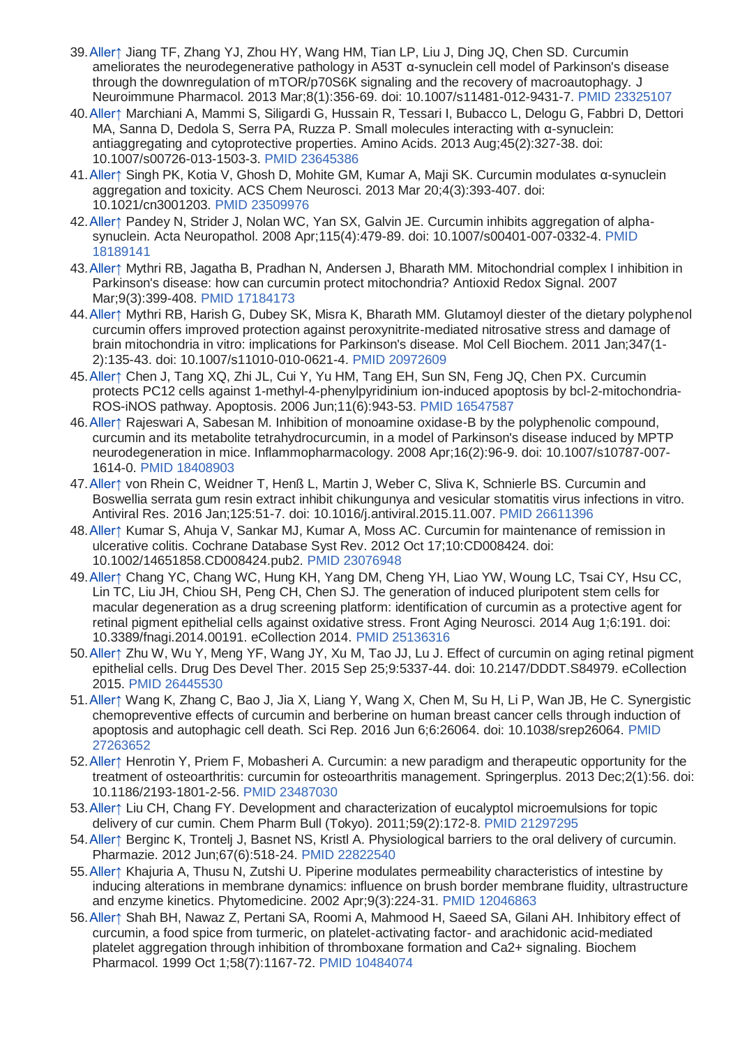39. Aller↑ Jiang TF, Zhang YJ, Zhou HY, Wang HM, Tian LP, Liu J, Ding JQ, Chen SD. Curcumin ameliorates the neurodegenerative pathology in A53T α-synuclein cell model of Parkinson's disease through the downregulation of mTOR/p70S6K signaling and the recovery of macroautophagy. J Neuroimmune Pharmacol. 2013 Mar;8(1):356-69. doi: 10.1007/s11481-012-9431-7. PMID 23325107
40. Aller↑ Marchiani A, Mammi S, Siligardi G, Hussain R, Tessari I, Bubacco L, Delogu G, Fabbri D, Dettori MA, Sanna D, Dedola S, Serra PA, Ruzza P. Small molecules interacting with α-synuclein: antiaggregating and cytoprotective properties. Amino Acids. 2013 Aug;45(2):327-38. doi: 10.1007/s00726-013-1503-3. PMID 23645386
41. Aller↑ Singh PK, Kotia V, Ghosh D, Mohite GM, Kumar A, Maji SK. Curcumin modulates α-synuclein aggregation and toxicity. ACS Chem Neurosci. 2013 Mar 20;4(3):393-407. doi: 10.1021/cn3001203. PMID 23509976
42. Aller↑ Pandey N, Strider J, Nolan WC, Yan SX, Galvin JE. Curcumin inhibits aggregation of alpha-synuclein. Acta Neuropathol. 2008 Apr;115(4):479-89. doi: 10.1007/s00401-007-0332-4. PMID 18189141
43. Aller↑ Mythri RB, Jagatha B, Pradhan N, Andersen J, Bharath MM. Mitochondrial complex I inhibition in Parkinson's disease: how can curcumin protect mitochondria? Antioxid Redox Signal. 2007 Mar;9(3):399-408. PMID 17184173
44. Aller↑ Mythri RB, Harish G, Dubey SK, Misra K, Bharath MM. Glutamoyl diester of the dietary polyphenol curcumin offers improved protection against peroxynitrite-mediated nitrosative stress and damage of brain mitochondria in vitro: implications for Parkinson's disease. Mol Cell Biochem. 2011 Jan;347(1-2):135-43. doi: 10.1007/s11010-010-0621-4. PMID 20972609
45. Aller↑ Chen J, Tang XQ, Zhi JL, Cui Y, Yu HM, Tang EH, Sun SN, Feng JQ, Chen PX. Curcumin protects PC12 cells against 1-methyl-4-phenylpyridinium ion-induced apoptosis by bcl-2-mitochondria-ROS-iNOS pathway. Apoptosis. 2006 Jun;11(6):943-53. PMID 16547587
46. Aller↑ Rajeswari A, Sabesan M. Inhibition of monoamine oxidase-B by the polyphenolic compound, curcumin and its metabolite tetrahydrocurcumin, in a model of Parkinson's disease induced by MPTP neurodegeneration in mice. Inflammopharmacology. 2008 Apr;16(2):96-9. doi: 10.1007/s10787-007-1614-0. PMID 18408903
47. Aller↑ von Rhein C, Weidner T, Henß L, Martin J, Weber C, Sliva K, Schnierle BS. Curcumin and Boswellia serrata gum resin extract inhibit chikungunya and vesicular stomatitis virus infections in vitro. Antiviral Res. 2016 Jan;125:51-7. doi: 10.1016/j.antiviral.2015.11.007. PMID 26611396
48. Aller↑ Kumar S, Ahuja V, Sankar MJ, Kumar A, Moss AC. Curcumin for maintenance of remission in ulcerative colitis. Cochrane Database Syst Rev. 2012 Oct 17;10:CD008424. doi: 10.1002/14651858.CD008424.pub2. PMID 23076948
49. Aller↑ Chang YC, Chang WC, Hung KH, Yang DM, Cheng YH, Liao YW, Woung LC, Tsai CY, Hsu CC, Lin TC, Liu JH, Chiou SH, Peng CH, Chen SJ. The generation of induced pluripotent stem cells for macular degeneration as a drug screening platform: identification of curcumin as a protective agent for retinal pigment epithelial cells against oxidative stress. Front Aging Neurosci. 2014 Aug 1;6:191. doi: 10.3389/fnagi.2014.00191. eCollection 2014. PMID 25136316
50. Aller↑ Zhu W, Wu Y, Meng YF, Wang JY, Xu M, Tao JJ, Lu J. Effect of curcumin on aging retinal pigment epithelial cells. Drug Des Devel Ther. 2015 Sep 25;9:5337-44. doi: 10.2147/DDDT.S84979. eCollection 2015. PMID 26445530
51. Aller↑ Wang K, Zhang C, Bao J, Jia X, Liang Y, Wang X, Chen M, Su H, Li P, Wan JB, He C. Synergistic chemopreventive effects of curcumin and berberine on human breast cancer cells through induction of apoptosis and autophagic cell death. Sci Rep. 2016 Jun 6;6:26064. doi: 10.1038/srep26064. PMID 27263652
52. Aller↑ Henrotin Y, Priem F, Mobasheri A. Curcumin: a new paradigm and therapeutic opportunity for the treatment of osteoarthritis: curcumin for osteoarthritis management. Springerplus. 2013 Dec;2(1):56. doi: 10.1186/2193-1801-2-56. PMID 23487030
53. Aller↑ Liu CH, Chang FY. Development and characterization of eucalyptol microemulsions for topic delivery of cur cumin. Chem Pharm Bull (Tokyo). 2011;59(2):172-8. PMID 21297295
54. Aller↑ Berginc K, Trontelj J, Basnet NS, Kristl A. Physiological barriers to the oral delivery of curcumin. Pharmazie. 2012 Jun;67(6):518-24. PMID 22822540
55. Aller↑ Khajuria A, Thusu N, Zutshi U. Piperine modulates permeability characteristics of intestine by inducing alterations in membrane dynamics: influence on brush border membrane fluidity, ultrastructure and enzyme kinetics. Phytomedicine. 2002 Apr;9(3):224-31. PMID 12046863
56. Aller↑ Shah BH, Nawaz Z, Pertani SA, Roomi A, Mahmood H, Saeed SA, Gilani AH. Inhibitory effect of curcumin, a food spice from turmeric, on platelet-activating factor- and arachidonic acid-mediated platelet aggregation through inhibition of thromboxane formation and Ca2+ signaling. Biochem Pharmacol. 1999 Oct 1;58(7):1167-72. PMID 10484074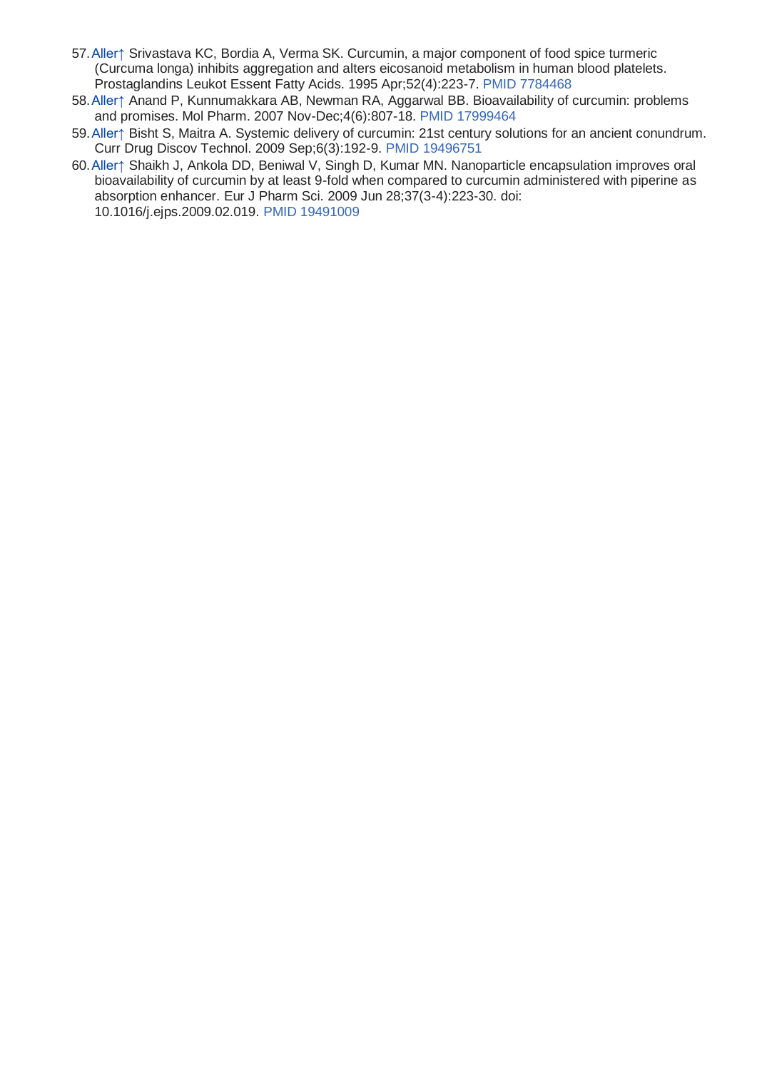57. Aller↑ Srivastava KC, Bordia A, Verma SK. Curcumin, a major component of food spice turmeric (Curcuma longa) inhibits aggregation and alters eicosanoid metabolism in human blood platelets. Prostaglandins Leukot Essent Fatty Acids. 1995 Apr;52(4):223-7. PMID 7784468
58. Aller↑ Anand P, Kunnumakkara AB, Newman RA, Aggarwal BB. Bioavailability of curcumin: problems and promises. Mol Pharm. 2007 Nov-Dec;4(6):807-18. PMID 17999464
59. Aller↑ Bisht S, Maitra A. Systemic delivery of curcumin: 21st century solutions for an ancient conundrum. Curr Drug Discov Technol. 2009 Sep;6(3):192-9. PMID 19496751
60. Aller↑ Shaikh J, Ankola DD, Beniwal V, Singh D, Kumar MN. Nanoparticle encapsulation improves oral bioavailability of curcumin by at least 9-fold when compared to curcumin administered with piperine as absorption enhancer. Eur J Pharm Sci. 2009 Jun 28;37(3-4):223-30. doi: 10.1016/j.ejps.2009.02.019. PMID 19491009